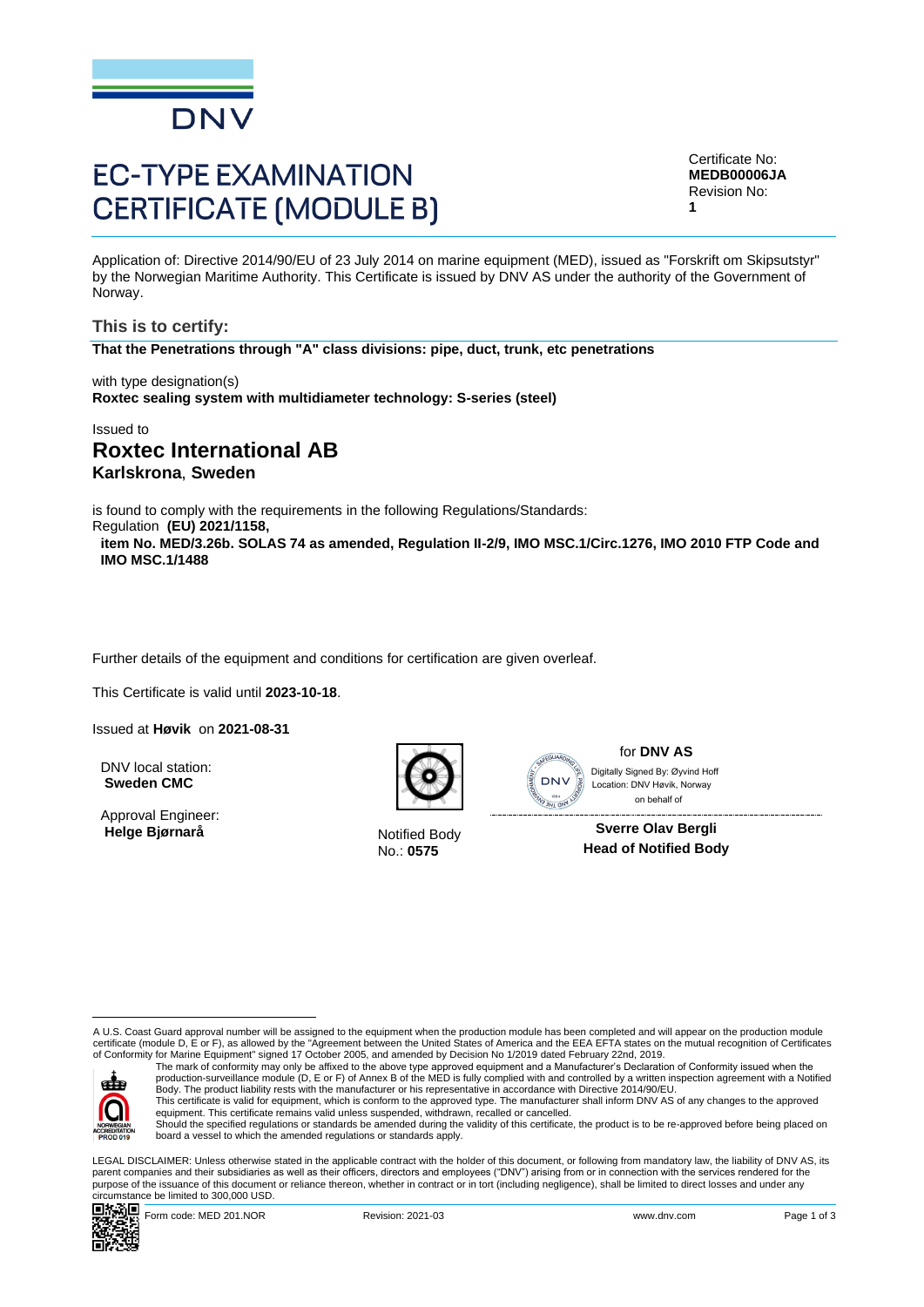DNV

# EC-TYPE EXAMINATION CERTIFICATE (MODULE B)

Certificate No:
**MEDB00006JA**
Revision No:
**1**

Application of: Directive 2014/90/EU of 23 July 2014 on marine equipment (MED), issued as "Forskrift om Skipsutstyr" by the Norwegian Maritime Authority. This Certificate is issued by DNV AS under the authority of the Government of Norway.

## This is to certify:

**That the Penetrations through "A" class divisions: pipe, duct, trunk, etc penetrations**

with type designation(s)
**Roxtec sealing system with multidiameter technology: S-series (steel)**

Issued to
## Roxtec International AB
**Karlskrona, Sweden**

is found to comply with the requirements in the following Regulations/Standards:
Regulation **(EU) 2021/1158,**
**item No. MED/3.26b. SOLAS 74 as amended, Regulation II-2/9, IMO MSC.1/Circ.1276, IMO 2010 FTP Code and IMO MSC.1/1488**

Further details of the equipment and conditions for certification are given overleaf.

This Certificate is valid until **2023-10-18**.

Issued at **Høvik** on **2021-08-31**

DNV local station:
**Sweden CMC**

Approval Engineer:
**Helge Bjørnarå**

Notified Body
No.: **0575**

for **DNV AS**
Digitally Signed By: Øyvind Hoff
Location: DNV Høvik, Norway
on behalf of

**Sverre Olav Bergli**
**Head of Notified Body**

A U.S. Coast Guard approval number will be assigned to the equipment when the production module has been completed and will appear on the production module certificate (module D, E or F), as allowed by the "Agreement between the United States of America and the EEA EFTA states on the mutual recognition of Certificates of Conformity for Marine Equipment" signed 17 October 2005, and amended by Decision No 1/2019 dated February 22nd, 2019.

The mark of conformity may only be affixed to the above type approved equipment and a Manufacturer's Declaration of Conformity issued when the production-surveillance module (D, E or F) of Annex B of the MED is fully complied with and controlled by a written inspection agreement with a Notified Body. The product liability rests with the manufacturer or his representative in accordance with Directive 2014/90/EU.
This certificate is valid for equipment, which is conform to the approved type. The manufacturer shall inform DNV AS of any changes to the approved equipment. This certificate remains valid unless suspended, withdrawn, recalled or cancelled.
Should the specified regulations or standards be amended during the validity of this certificate, the product is to be re-approved before being placed on board a vessel to which the amended regulations or standards apply.

LEGAL DISCLAIMER: Unless otherwise stated in the applicable contract with the holder of this document, or following from mandatory law, the liability of DNV AS, its parent companies and their subsidiaries as well as their officers, directors and employees ("DNV") arising from or in connection with the services rendered for the purpose of the issuance of this document or reliance thereon, whether in contract or in tort (including negligence), shall be limited to direct losses and under any circumstance be limited to 300,000 USD.

Form code: MED 201.NOR Revision: 2021-03 www.dnv.com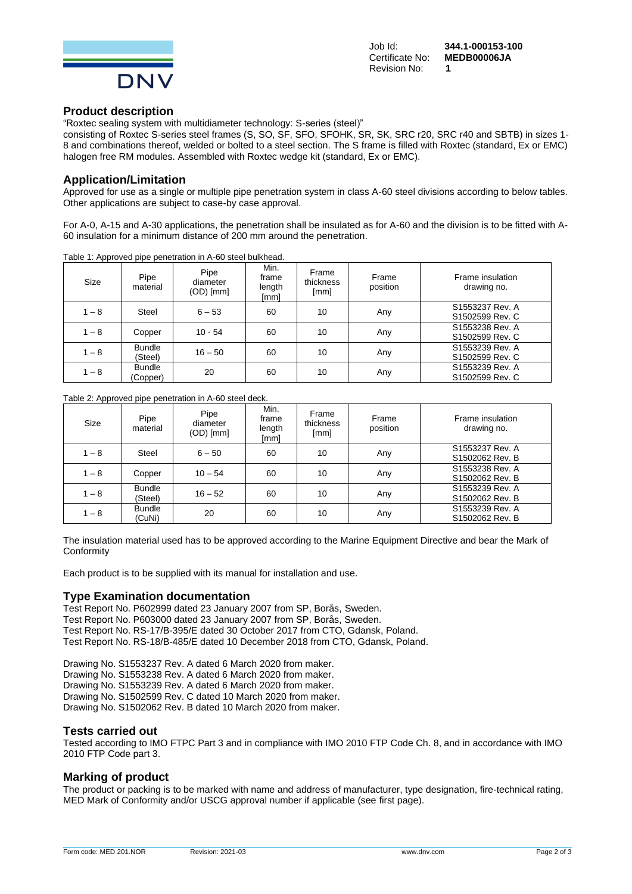Job Id: **344.1-000153-100**
Certificate No: **MEDB00006JA**
Revision No: **1**

## Product description

"Roxtec sealing system with multidiameter technology: S-series (steel)"
consisting of Roxtec S-series steel frames (S, SO, SF, SFO, SFOHK, SR, SK, SRC r20, SRC r40 and SBTB) in sizes 1-8 and combinations thereof, welded or bolted to a steel section. The S frame is filled with Roxtec (standard, Ex or EMC) halogen free RM modules. Assembled with Roxtec wedge kit (standard, Ex or EMC).

## Application/Limitation

Approved for use as a single or multiple pipe penetration system in class A-60 steel divisions according to below tables. Other applications are subject to case-by case approval.

For A-0, A-15 and A-30 applications, the penetration shall be insulated as for A-60 and the division is to be fitted with A-60 insulation for a minimum distance of 200 mm around the penetration.

Table 1: Approved pipe penetration in A-60 steel bulkhead.

| Size | Pipe material | Pipe diameter (OD) [mm] | Min. frame length [mm] | Frame thickness [mm] | Frame position | Frame insulation drawing no. |
|---|---|---|---|---|---|---|
| 1 – 8 | Steel | 6 – 53 | 60 | 10 | Any | S1553237 Rev. A<br>S1502599 Rev. C |
| 1 – 8 | Copper | 10 - 54 | 60 | 10 | Any | S1553238 Rev. A<br>S1502599 Rev. C |
| 1 – 8 | Bundle (Steel) | 16 – 50 | 60 | 10 | Any | S1553239 Rev. A<br>S1502599 Rev. C |
| 1 – 8 | Bundle (Copper) | 20 | 60 | 10 | Any | S1553239 Rev. A<br>S1502599 Rev. C |

Table 2: Approved pipe penetration in A-60 steel deck.

| Size | Pipe material | Pipe diameter (OD) [mm] | Min. frame length [mm] | Frame thickness [mm] | Frame position | Frame insulation drawing no. |
|---|---|---|---|---|---|---|
| 1 – 8 | Steel | 6 – 50 | 60 | 10 | Any | S1553237 Rev. A<br>S1502062 Rev. B |
| 1 – 8 | Copper | 10 – 54 | 60 | 10 | Any | S1553238 Rev. A<br>S1502062 Rev. B |
| 1 – 8 | Bundle (Steel) | 16 – 52 | 60 | 10 | Any | S1553239 Rev. A<br>S1502062 Rev. B |
| 1 – 8 | Bundle (CuNi) | 20 | 60 | 10 | Any | S1553239 Rev. A<br>S1502062 Rev. B |

The insulation material used has to be approved according to the Marine Equipment Directive and bear the Mark of Conformity

Each product is to be supplied with its manual for installation and use.

## Type Examination documentation

Test Report No. P602999 dated 23 January 2007 from SP, Borås, Sweden.
Test Report No. P603000 dated 23 January 2007 from SP, Borås, Sweden.
Test Report No. RS-17/B-395/E dated 30 October 2017 from CTO, Gdansk, Poland.
Test Report No. RS-18/B-485/E dated 10 December 2018 from CTO, Gdansk, Poland.

Drawing No. S1553237 Rev. A dated 6 March 2020 from maker.
Drawing No. S1553238 Rev. A dated 6 March 2020 from maker.
Drawing No. S1553239 Rev. A dated 6 March 2020 from maker.
Drawing No. S1502599 Rev. C dated 10 March 2020 from maker.
Drawing No. S1502062 Rev. B dated 10 March 2020 from maker.

## Tests carried out

Tested according to IMO FTPC Part 3 and in compliance with IMO 2010 FTP Code Ch. 8, and in accordance with IMO 2010 FTP Code part 3.

## Marking of product

The product or packing is to be marked with name and address of manufacturer, type designation, fire-technical rating, MED Mark of Conformity and/or USCG approval number if applicable (see first page).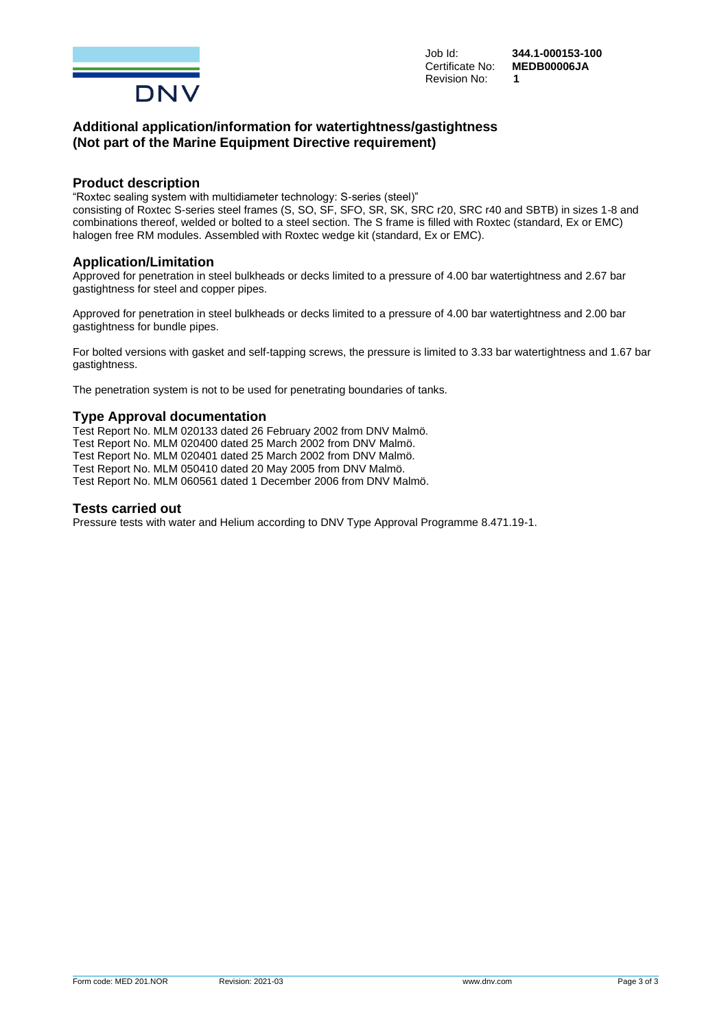Job Id: **344.1-000153-100**
Certificate No: **MEDB00006JA**
Revision No: **1**

## Additional application/information for watertightness/gastightness (Not part of the Marine Equipment Directive requirement)

### Product description

"Roxtec sealing system with multidiameter technology: S-series (steel)"
consisting of Roxtec S-series steel frames (S, SO, SF, SFO, SR, SK, SRC r20, SRC r40 and SBTB) in sizes 1-8 and combinations thereof, welded or bolted to a steel section. The S frame is filled with Roxtec (standard, Ex or EMC) halogen free RM modules. Assembled with Roxtec wedge kit (standard, Ex or EMC).

### Application/Limitation

Approved for penetration in steel bulkheads or decks limited to a pressure of 4.00 bar watertightness and 2.67 bar gastightness for steel and copper pipes.

Approved for penetration in steel bulkheads or decks limited to a pressure of 4.00 bar watertightness and 2.00 bar gastightness for bundle pipes.

For bolted versions with gasket and self-tapping screws, the pressure is limited to 3.33 bar watertightness and 1.67 bar gastightness.

The penetration system is not to be used for penetrating boundaries of tanks.

### Type Approval documentation

Test Report No. MLM 020133 dated 26 February 2002 from DNV Malmö.
Test Report No. MLM 020400 dated 25 March 2002 from DNV Malmö.
Test Report No. MLM 020401 dated 25 March 2002 from DNV Malmö.
Test Report No. MLM 050410 dated 20 May 2005 from DNV Malmö.
Test Report No. MLM 060561 dated 1 December 2006 from DNV Malmö.

### Tests carried out

Pressure tests with water and Helium according to DNV Type Approval Programme 8.471.19-1.